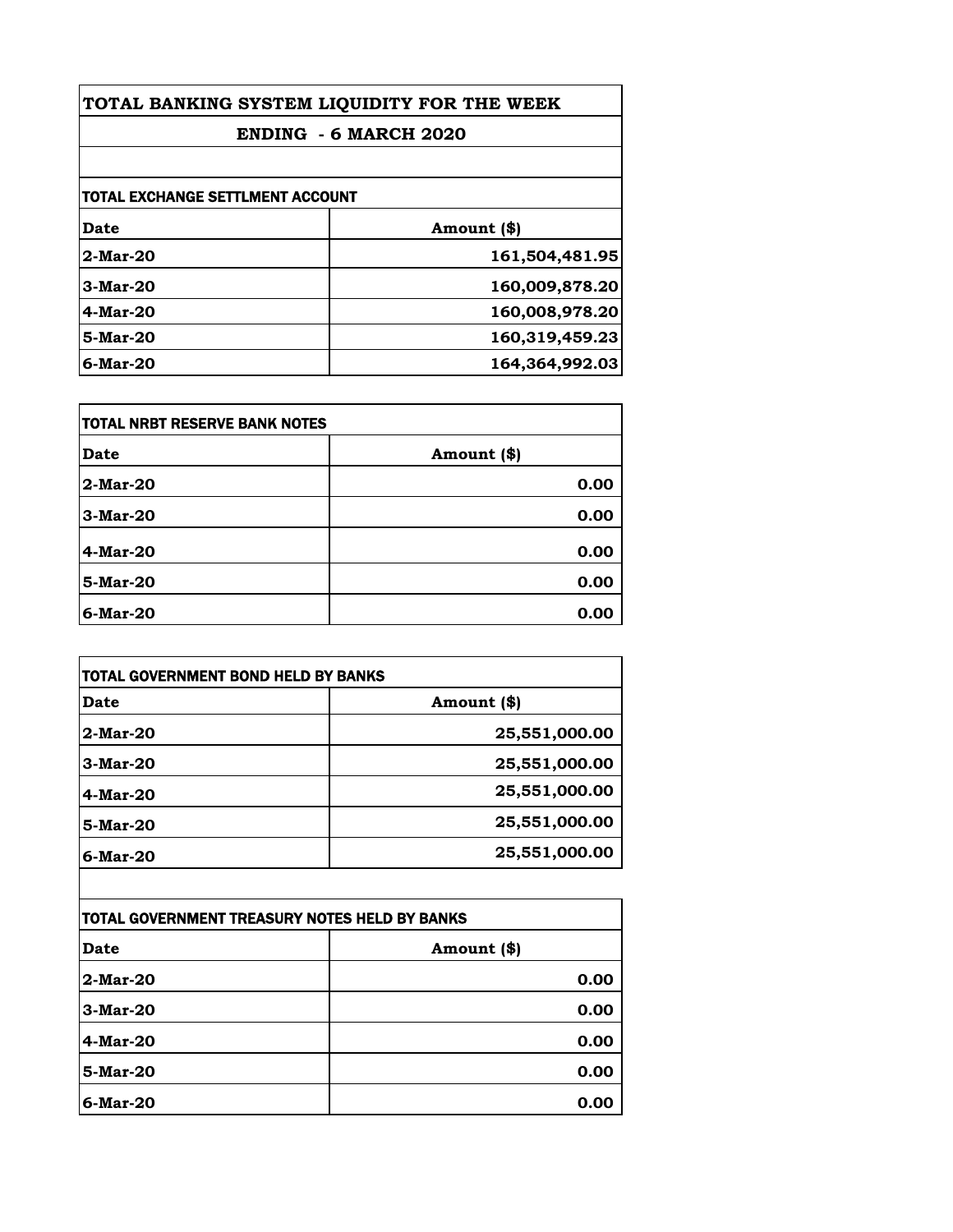# TOTAL BANKING SYSTEM LIQUIDITY FOR THE WEEK

## ENDING - 6 MARCH 2020

### TOTAL EXCHANGE SETTLMENT ACCOUNT

| Date | Amount ($) |
|---|---|
| 2-Mar-20 | 161,504,481.95 |
| 3-Mar-20 | 160,009,878.20 |
| 4-Mar-20 | 160,008,978.20 |
| 5-Mar-20 | 160,319,459.23 |
| 6-Mar-20 | 164,364,992.03 |

### TOTAL NRBT RESERVE BANK NOTES

| Date | Amount ($) |
|---|---|
| 2-Mar-20 | 0.00 |
| 3-Mar-20 | 0.00 |
| 4-Mar-20 | 0.00 |
| 5-Mar-20 | 0.00 |
| 6-Mar-20 | 0.00 |

### TOTAL GOVERNMENT BOND HELD BY BANKS

| Date | Amount ($) |
|---|---|
| 2-Mar-20 | 25,551,000.00 |
| 3-Mar-20 | 25,551,000.00 |
| 4-Mar-20 | 25,551,000.00 |
| 5-Mar-20 | 25,551,000.00 |
| 6-Mar-20 | 25,551,000.00 |

### TOTAL GOVERNMENT TREASURY NOTES HELD BY BANKS

| Date | Amount ($) |
|---|---|
| 2-Mar-20 | 0.00 |
| 3-Mar-20 | 0.00 |
| 4-Mar-20 | 0.00 |
| 5-Mar-20 | 0.00 |
| 6-Mar-20 | 0.00 |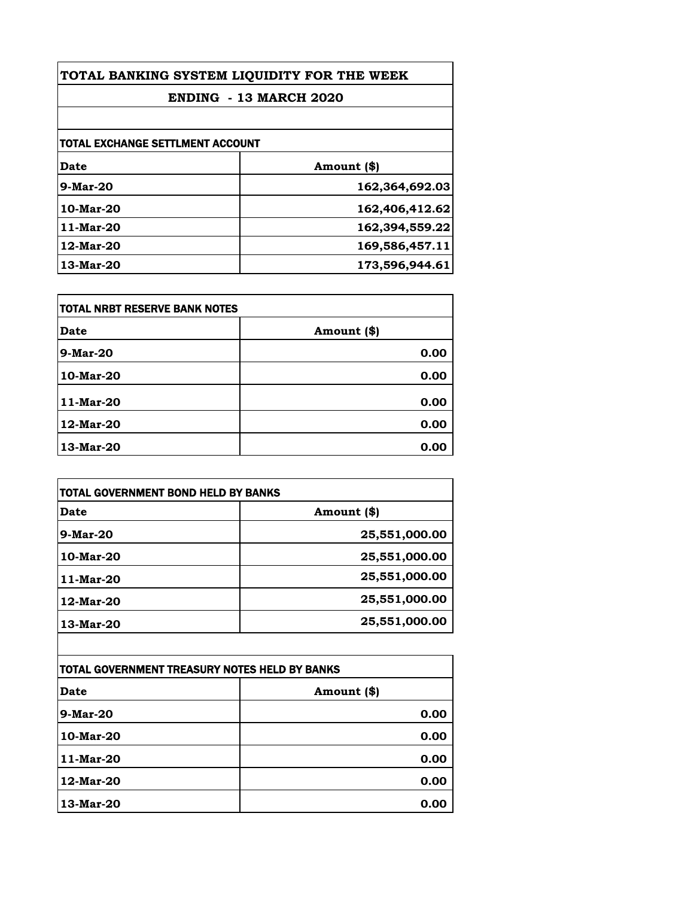# TOTAL BANKING SYSTEM LIQUIDITY FOR THE WEEK

## ENDING - 13 MARCH 2020

### TOTAL EXCHANGE SETTLMENT ACCOUNT

| Date | Amount ($) |
|---|---|
| 9-Mar-20 | 162,364,692.03 |
| 10-Mar-20 | 162,406,412.62 |
| 11-Mar-20 | 162,394,559.22 |
| 12-Mar-20 | 169,586,457.11 |
| 13-Mar-20 | 173,596,944.61 |

### TOTAL NRBT RESERVE BANK NOTES

| Date | Amount ($) |
|---|---|
| 9-Mar-20 | 0.00 |
| 10-Mar-20 | 0.00 |
| 11-Mar-20 | 0.00 |
| 12-Mar-20 | 0.00 |
| 13-Mar-20 | 0.00 |

### TOTAL GOVERNMENT BOND HELD BY BANKS

| Date | Amount ($) |
|---|---|
| 9-Mar-20 | 25,551,000.00 |
| 10-Mar-20 | 25,551,000.00 |
| 11-Mar-20 | 25,551,000.00 |
| 12-Mar-20 | 25,551,000.00 |
| 13-Mar-20 | 25,551,000.00 |

### TOTAL GOVERNMENT TREASURY NOTES HELD BY BANKS

| Date | Amount ($) |
|---|---|
| 9-Mar-20 | 0.00 |
| 10-Mar-20 | 0.00 |
| 11-Mar-20 | 0.00 |
| 12-Mar-20 | 0.00 |
| 13-Mar-20 | 0.00 |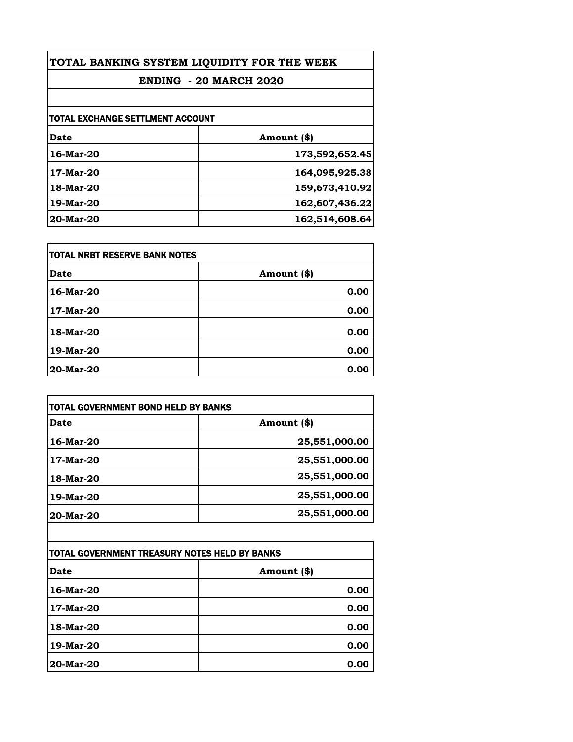# TOTAL BANKING SYSTEM LIQUIDITY FOR THE WEEK

## ENDING - 20 MARCH 2020

### TOTAL EXCHANGE SETTLMENT ACCOUNT

| Date | Amount ($) |
|---|---:|
| 16-Mar-20 | 173,592,652.45 |
| 17-Mar-20 | 164,095,925.38 |
| 18-Mar-20 | 159,673,410.92 |
| 19-Mar-20 | 162,607,436.22 |
| 20-Mar-20 | 162,514,608.64 |

### TOTAL NRBT RESERVE BANK NOTES

| Date | Amount ($) |
|---|---:|
| 16-Mar-20 | 0.00 |
| 17-Mar-20 | 0.00 |
| 18-Mar-20 | 0.00 |
| 19-Mar-20 | 0.00 |
| 20-Mar-20 | 0.00 |

### TOTAL GOVERNMENT BOND HELD BY BANKS

| Date | Amount ($) |
|---|---:|
| 16-Mar-20 | 25,551,000.00 |
| 17-Mar-20 | 25,551,000.00 |
| 18-Mar-20 | 25,551,000.00 |
| 19-Mar-20 | 25,551,000.00 |
| 20-Mar-20 | 25,551,000.00 |

### TOTAL GOVERNMENT TREASURY NOTES HELD BY BANKS

| Date | Amount ($) |
|---|---:|
| 16-Mar-20 | 0.00 |
| 17-Mar-20 | 0.00 |
| 18-Mar-20 | 0.00 |
| 19-Mar-20 | 0.00 |
| 20-Mar-20 | 0.00 |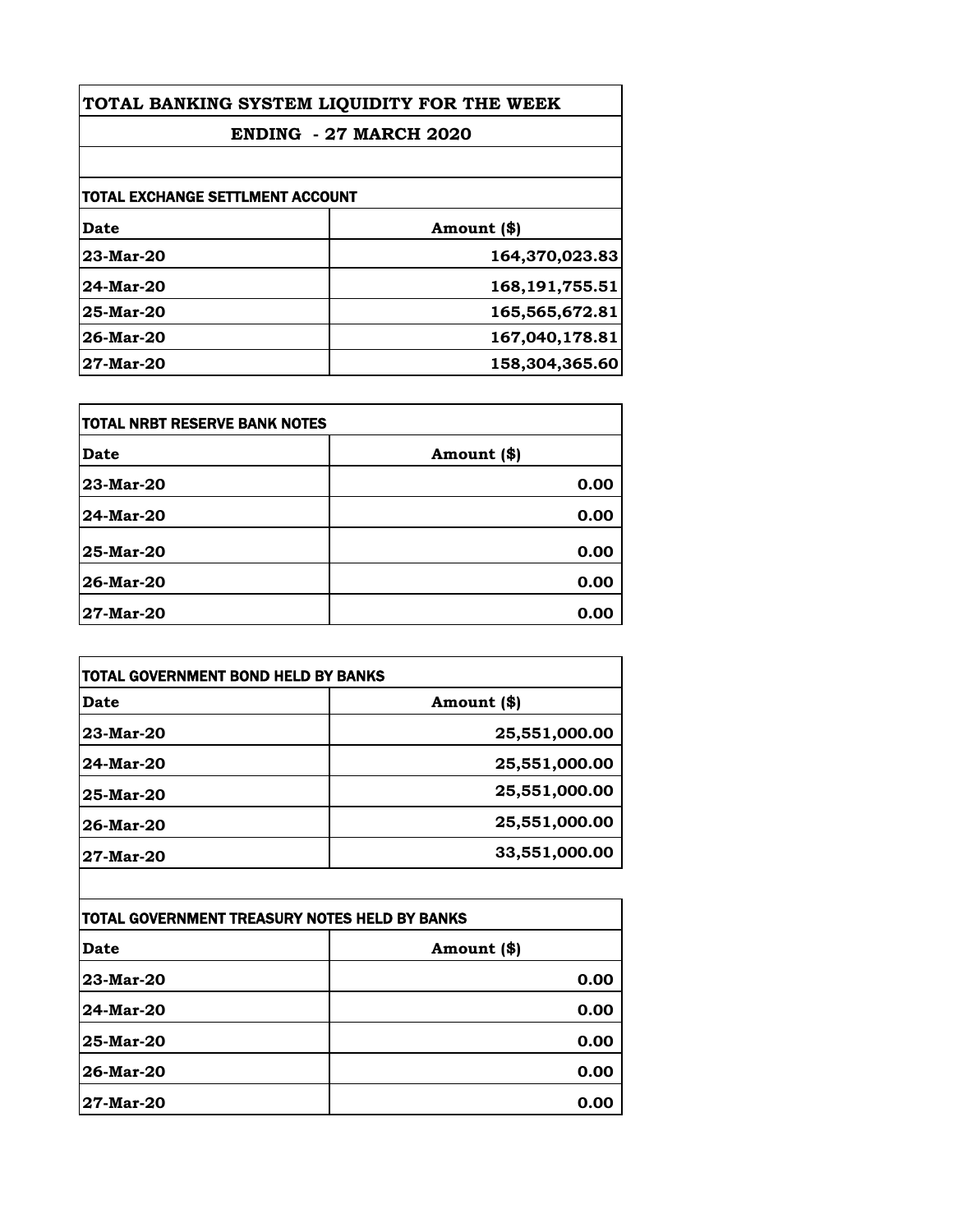# TOTAL BANKING SYSTEM LIQUIDITY FOR THE WEEK

## ENDING - 27 MARCH 2020

### TOTAL EXCHANGE SETTLMENT ACCOUNT

| Date | Amount ($) |
|---|---|
| 23-Mar-20 | 164,370,023.83 |
| 24-Mar-20 | 168,191,755.51 |
| 25-Mar-20 | 165,565,672.81 |
| 26-Mar-20 | 167,040,178.81 |
| 27-Mar-20 | 158,304,365.60 |

### TOTAL NRBT RESERVE BANK NOTES

| Date | Amount ($) |
|---|---|
| 23-Mar-20 | 0.00 |
| 24-Mar-20 | 0.00 |
| 25-Mar-20 | 0.00 |
| 26-Mar-20 | 0.00 |
| 27-Mar-20 | 0.00 |

### TOTAL GOVERNMENT BOND HELD BY BANKS

| Date | Amount ($) |
|---|---|
| 23-Mar-20 | 25,551,000.00 |
| 24-Mar-20 | 25,551,000.00 |
| 25-Mar-20 | 25,551,000.00 |
| 26-Mar-20 | 25,551,000.00 |
| 27-Mar-20 | 33,551,000.00 |

### TOTAL GOVERNMENT TREASURY NOTES HELD BY BANKS

| Date | Amount ($) |
|---|---|
| 23-Mar-20 | 0.00 |
| 24-Mar-20 | 0.00 |
| 25-Mar-20 | 0.00 |
| 26-Mar-20 | 0.00 |
| 27-Mar-20 | 0.00 |